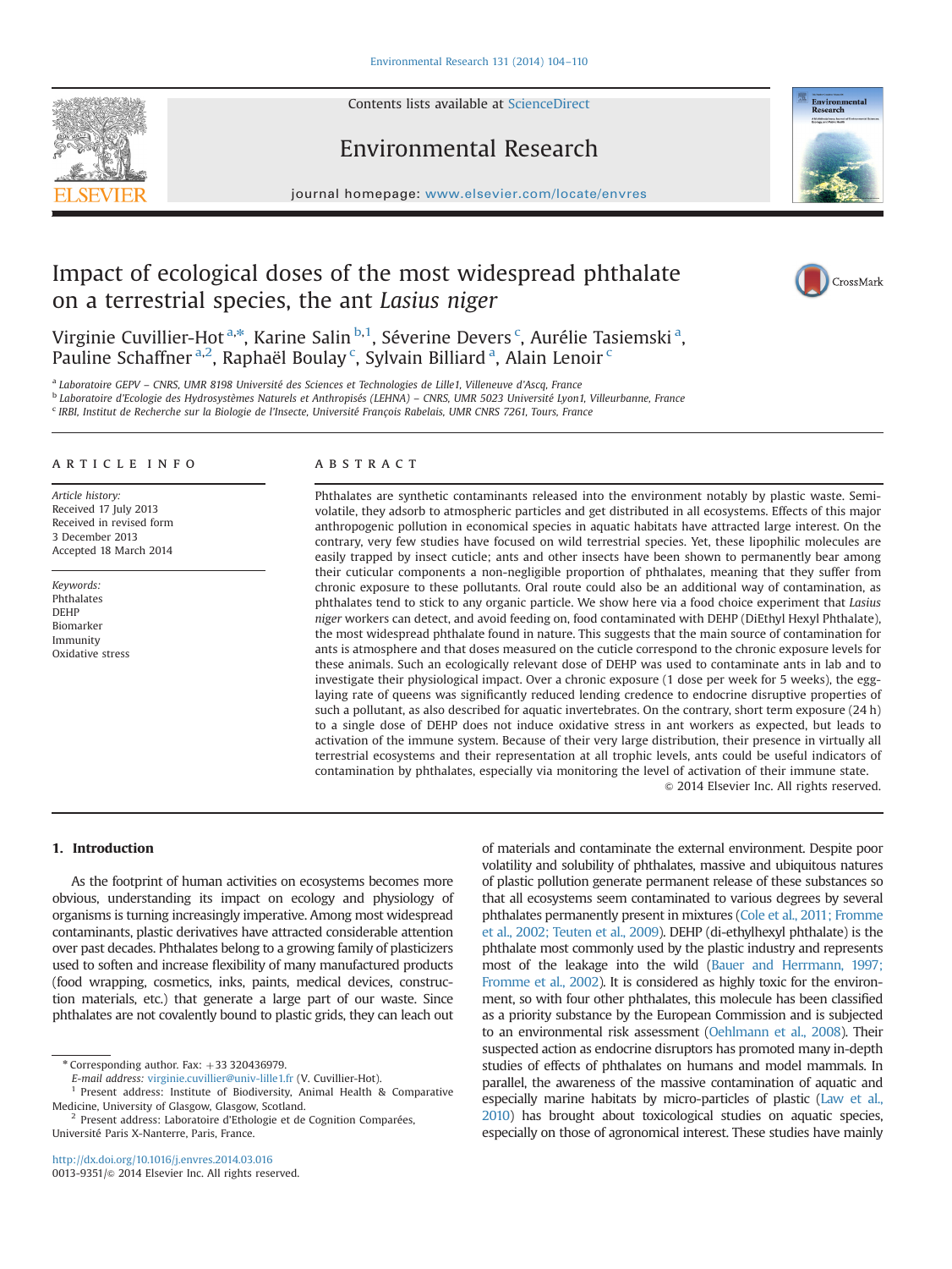# Impact of ecological doses of the most widespread phthalate on a terrestrial species, the ant *Lasius niger*

Virginie Cuvillier-Hot [a,*], Karine Salin [b,1], Séverine Devers [c], Aurélie Tasiemski [a], Pauline Schaffner [a,2], Raphaël Boulay [c], Sylvain Billiard [a], Alain Lenoir [c]

[a] Laboratoire GEPV – CNRS, UMR 8198 Université des Sciences et Technologies de Lille1, Villeneuve d'Ascq, France

[b] Laboratoire d'Ecologie des Hydrosystèmes Naturels et Anthropisés (LEHNA) – CNRS, UMR 5023 Université Lyon1, Villeurbanne, France

[c] IRBI, Institut de Recherche sur la Biologie de l'Insecte, Université François Rabelais, UMR CNRS 7261, Tours, France

## ARTICLE INFO

*Article history:*
Received 17 July 2013
Received in revised form
3 December 2013
Accepted 18 March 2014

*Keywords:*
Phthalates
DEHP
Biomarker
Immunity
Oxidative stress

## ABSTRACT

Phthalates are synthetic contaminants released into the environment notably by plastic waste. Semi-volatile, they adsorb to atmospheric particles and get distributed in all ecosystems. Effects of this major anthropogenic pollution in economical species in aquatic habitats have attracted large interest. On the contrary, very few studies have focused on wild terrestrial species. Yet, these lipophilic molecules are easily trapped by insect cuticle; ants and other insects have been shown to permanently bear among their cuticular components a non-negligible proportion of phthalates, meaning that they suffer from chronic exposure to these pollutants. Oral route could also be an additional way of contamination, as phthalates tend to stick to any organic particle. We show here via a food choice experiment that *Lasius niger* workers can detect, and avoid feeding on, food contaminated with DEHP (DiEthyl Hexyl Phthalate), the most widespread phthalate found in nature. This suggests that the main source of contamination for ants is atmosphere and that doses measured on the cuticle correspond to the chronic exposure levels for these animals. Such an ecologically relevant dose of DEHP was used to contaminate ants in lab and to investigate their physiological impact. Over a chronic exposure (1 dose per week for 5 weeks), the egg-laying rate of queens was significantly reduced lending credence to endocrine disruptive properties of such a pollutant, as also described for aquatic invertebrates. On the contrary, short term exposure (24 h) to a single dose of DEHP does not induce oxidative stress in ant workers as expected, but leads to activation of the immune system. Because of their very large distribution, their presence in virtually all terrestrial ecosystems and their representation at all trophic levels, ants could be useful indicators of contamination by phthalates, especially via monitoring the level of activation of their immune state.

© 2014 Elsevier Inc. All rights reserved.

## 1. Introduction

As the footprint of human activities on ecosystems becomes more obvious, understanding its impact on ecology and physiology of organisms is turning increasingly imperative. Among most widespread contaminants, plastic derivatives have attracted considerable attention over past decades. Phthalates belong to a growing family of plasticizers used to soften and increase flexibility of many manufactured products (food wrapping, cosmetics, inks, paints, medical devices, construction materials, etc.) that generate a large part of our waste. Since phthalates are not covalently bound to plastic grids, they can leach out of materials and contaminate the external environment. Despite poor volatility and solubility of phthalates, massive and ubiquitous natures of plastic pollution generate permanent release of these substances so that all ecosystems seem contaminated to various degrees by several phthalates permanently present in mixtures (Cole et al., 2011; Fromme et al., 2002; Teuten et al., 2009). DEHP (di-ethylhexyl phthalate) is the phthalate most commonly used by the plastic industry and represents most of the leakage into the wild (Bauer and Herrmann, 1997; Fromme et al., 2002). It is considered as highly toxic for the environment, so with four other phthalates, this molecule has been classified as a priority substance by the European Commission and is subjected to an environmental risk assessment (Oehlmann et al., 2008). Their suspected action as endocrine disruptors has promoted many in-depth studies of effects of phthalates on humans and model mammals. In parallel, the awareness of the massive contamination of aquatic and especially marine habitats by micro-particles of plastic (Law et al., 2010) has brought about toxicological studies on aquatic species, especially on those of agronomical interest. These studies have mainly

---

* Corresponding author. Fax: +33 320436979.
E-mail address: virginie.cuvillier@univ-lille1.fr (V. Cuvillier-Hot).

[1] Present address: Institute of Biodiversity, Animal Health & Comparative Medicine, University of Glasgow, Glasgow, Scotland.

[2] Present address: Laboratoire d'Ethologie et de Cognition Comparées, Université Paris X-Nanterre, Paris, France.

http://dx.doi.org/10.1016/j.envres.2014.03.016
0013-9351/© 2014 Elsevier Inc. All rights reserved.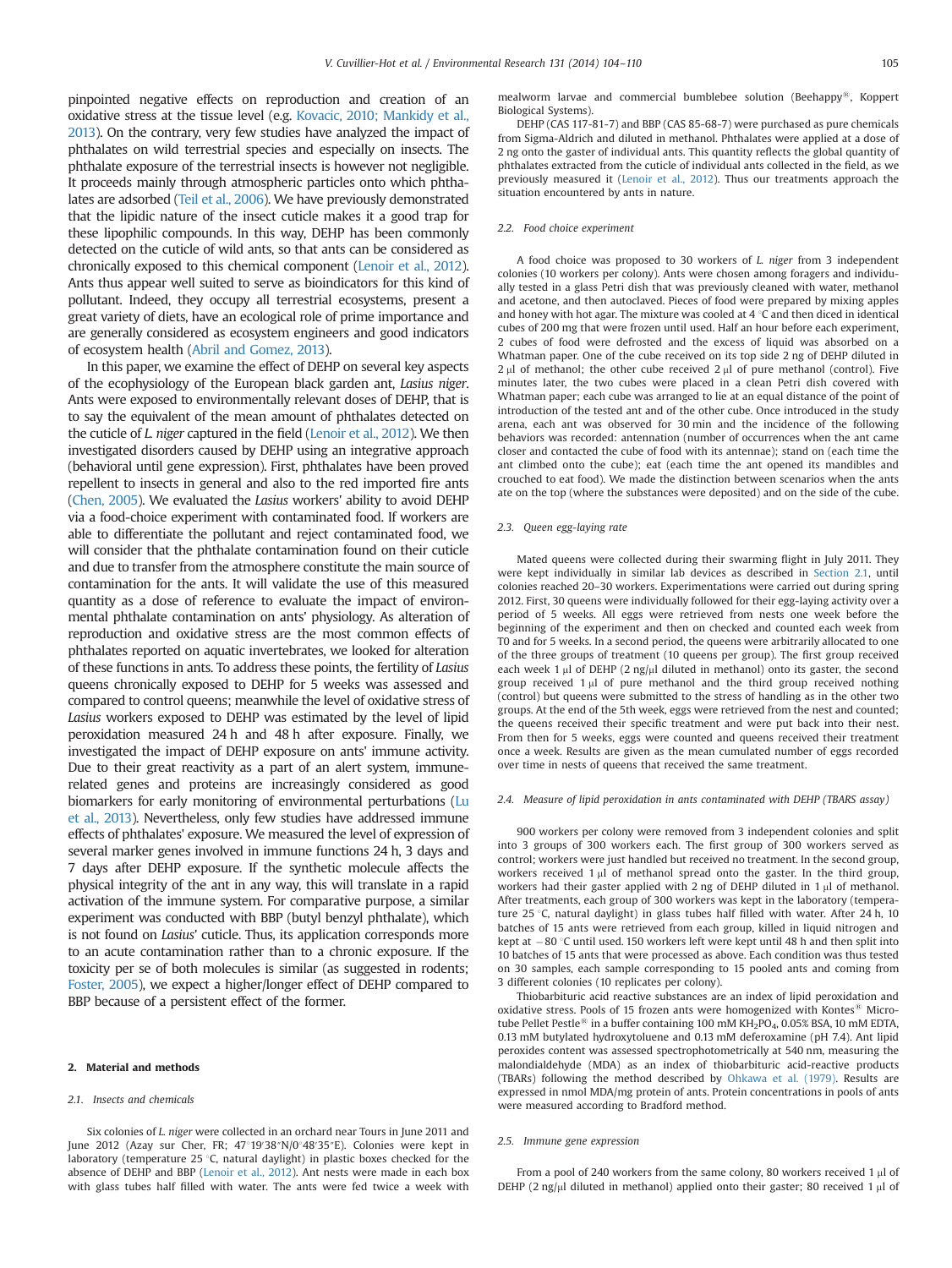pinpointed negative effects on reproduction and creation of an oxidative stress at the tissue level (e.g. Kovacic, 2010; Mankidy et al., 2013). On the contrary, very few studies have analyzed the impact of phthalates on wild terrestrial species and especially on insects. The phthalate exposure of the terrestrial insects is however not negligible. It proceeds mainly through atmospheric particles onto which phthalates are adsorbed (Teil et al., 2006). We have previously demonstrated that the lipidic nature of the insect cuticle makes it a good trap for these lipophilic compounds. In this way, DEHP has been commonly detected on the cuticle of wild ants, so that ants can be considered as chronically exposed to this chemical component (Lenoir et al., 2012). Ants thus appear well suited to serve as bioindicators for this kind of pollutant. Indeed, they occupy all terrestrial ecosystems, present a great variety of diets, have an ecological role of prime importance and are generally considered as ecosystem engineers and good indicators of ecosystem health (Abril and Gomez, 2013).

In this paper, we examine the effect of DEHP on several key aspects of the ecophysiology of the European black garden ant, *Lasius niger*. Ants were exposed to environmentally relevant doses of DEHP, that is to say the equivalent of the mean amount of phthalates detected on the cuticle of *L. niger* captured in the field (Lenoir et al., 2012). We then investigated disorders caused by DEHP using an integrative approach (behavioral until gene expression). First, phthalates have been proved repellent to insects in general and also to the red imported fire ants (Chen, 2005). We evaluated the *Lasius* workers' ability to avoid DEHP via a food-choice experiment with contaminated food. If workers are able to differentiate the pollutant and reject contaminated food, we will consider that the phthalate contamination found on their cuticle and due to transfer from the atmosphere constitute the main source of contamination for the ants. It will validate the use of this measured quantity as a dose of reference to evaluate the impact of environmental phthalate contamination on ants' physiology. As alteration of reproduction and oxidative stress are the most common effects of phthalates reported on aquatic invertebrates, we looked for alteration of these functions in ants. To address these points, the fertility of *Lasius* queens chronically exposed to DEHP for 5 weeks was assessed and compared to control queens; meanwhile the level of oxidative stress of *Lasius* workers exposed to DEHP was estimated by the level of lipid peroxidation measured 24 h and 48 h after exposure. Finally, we investigated the impact of DEHP exposure on ants' immune activity. Due to their great reactivity as a part of an alert system, immune-related genes and proteins are increasingly considered as good biomarkers for early monitoring of environmental perturbations (Lu et al., 2013). Nevertheless, only few studies have addressed immune effects of phthalates' exposure. We measured the level of expression of several marker genes involved in immune functions 24 h, 3 days and 7 days after DEHP exposure. If the synthetic molecule affects the physical integrity of the ant in any way, this will translate in a rapid activation of the immune system. For comparative purpose, a similar experiment was conducted with BBP (butyl benzyl phthalate), which is not found on *Lasius*' cuticle. Thus, its application corresponds more to an acute contamination rather than to a chronic exposure. If the toxicity per se of both molecules is similar (as suggested in rodents; Foster, 2005), we expect a higher/longer effect of DEHP compared to BBP because of a persistent effect of the former.

## 2. Material and methods

### 2.1. Insects and chemicals

Six colonies of *L. niger* were collected in an orchard near Tours in June 2011 and June 2012 (Azay sur Cher, FR; 47°19′38″N/0°48′35″E). Colonies were kept in laboratory (temperature 25 °C, natural daylight) in plastic boxes checked for the absence of DEHP and BBP (Lenoir et al., 2012). Ant nests were made in each box with glass tubes half filled with water. The ants were fed twice a week with mealworm larvae and commercial bumblebee solution (Beehappy®, Koppert Biological Systems).

DEHP (CAS 117-81-7) and BBP (CAS 85-68-7) were purchased as pure chemicals from Sigma-Aldrich and diluted in methanol. Phthalates were applied at a dose of 2 ng onto the gaster of individual ants. This quantity reflects the global quantity of phthalates extracted from the cuticle of individual ants collected in the field, as we previously measured it (Lenoir et al., 2012). Thus our treatments approach the situation encountered by ants in nature.

### 2.2. Food choice experiment

A food choice was proposed to 30 workers of *L. niger* from 3 independent colonies (10 workers per colony). Ants were chosen among foragers and individually tested in a glass Petri dish that was previously cleaned with water, methanol and acetone, and then autoclaved. Pieces of food were prepared by mixing apples and honey with hot agar. The mixture was cooled at 4 °C and then diced in identical cubes of 200 mg that were frozen until used. Half an hour before each experiment, 2 cubes of food were defrosted and the excess of liquid was absorbed on a Whatman paper. One of the cube received on its top side 2 ng of DEHP diluted in 2 μl of methanol; the other cube received 2 μl of pure methanol (control). Five minutes later, the two cubes were placed in a clean Petri dish covered with Whatman paper; each cube was arranged to lie at an equal distance of the point of introduction of the tested ant and of the other cube. Once introduced in the study arena, each ant was observed for 30 min and the incidence of the following behaviors was recorded: antennation (number of occurrences when the ant came closer and contacted the cube of food with its antennae); stand on (each time the ant climbed onto the cube); eat (each time the ant opened its mandibles and crouched to eat food). We made the distinction between scenarios when the ants ate on the top (where the substances were deposited) and on the side of the cube.

### 2.3. Queen egg-laying rate

Mated queens were collected during their swarming flight in July 2011. They were kept individually in similar lab devices as described in Section 2.1, until colonies reached 20–30 workers. Experimentations were carried out during spring 2012. First, 30 queens were individually followed for their egg-laying activity over a period of 5 weeks. All eggs were retrieved from nests one week before the beginning of the experiment and then on checked and counted each week from T0 and for 5 weeks. In a second period, the queens were arbitrarily allocated to one of the three groups of treatment (10 queens per group). The first group received each week 1 μl of DEHP (2 ng/μl diluted in methanol) onto its gaster, the second group received 1 μl of pure methanol and the third group received nothing (control) but queens were submitted to the stress of handling as in the other two groups. At the end of the 5th week, eggs were retrieved from the nest and counted; the queens received their specific treatment and were put back into their nest. From then for 5 weeks, eggs were counted and queens received their treatment once a week. Results are given as the mean cumulated number of eggs recorded over time in nests of queens that received the same treatment.

### 2.4. Measure of lipid peroxidation in ants contaminated with DEHP (TBARS assay)

900 workers per colony were removed from 3 independent colonies and split into 3 groups of 300 workers each. The first group of 300 workers served as control; workers were just handled but received no treatment. In the second group, workers received 1 μl of methanol spread onto the gaster. In the third group, workers had their gaster applied with 2 ng of DEHP diluted in 1 μl of methanol. After treatments, each group of 300 workers was kept in the laboratory (temperature 25 °C, natural daylight) in glass tubes half filled with water. After 24 h, 10 batches of 15 ants were retrieved from each group, killed in liquid nitrogen and kept at −80 °C until used. 150 workers left were kept until 48 h and then split into 10 batches of 15 ants that were processed as above. Each condition was thus tested on 30 samples, each sample corresponding to 15 pooled ants and coming from 3 different colonies (10 replicates per colony).

Thiobarbituric acid reactive substances are an index of lipid peroxidation and oxidative stress. Pools of 15 frozen ants were homogenized with Kontes® Microtube Pellet Pestle® in a buffer containing 100 mM $KH_2PO_4$, 0.05% BSA, 10 mM EDTA, 0.13 mM butylated hydroxytoluene and 0.13 mM deferoxamine (pH 7.4). Ant lipid peroxides content was assessed spectrophotometrically at 540 nm, measuring the malondialdehyde (MDA) as an index of thiobarbituric acid-reactive products (TBARs) following the method described by Ohkawa et al. (1979). Results are expressed in nmol MDA/mg protein of ants. Protein concentrations in pools of ants were measured according to Bradford method.

### 2.5. Immune gene expression

From a pool of 240 workers from the same colony, 80 workers received 1 μl of DEHP (2 ng/μl diluted in methanol) applied onto their gaster; 80 received 1 μl of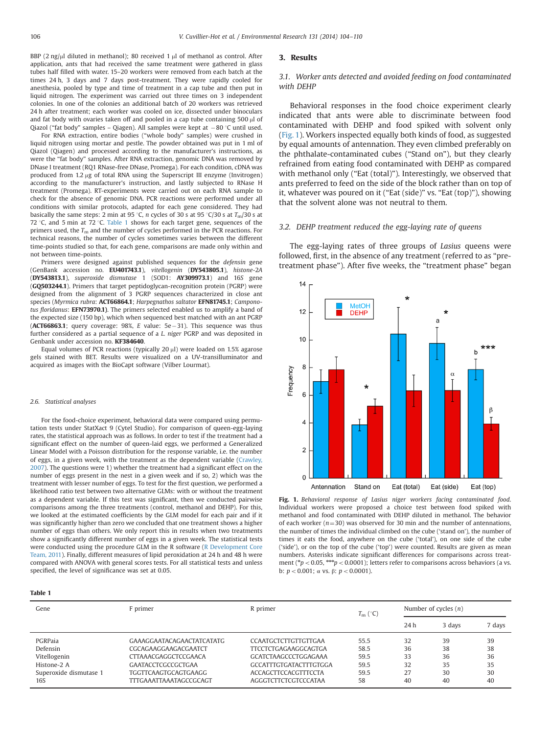BBP (2 ng/μl diluted in methanol); 80 received 1 μl of methanol as control. After application, ants that had received the same treatment were gathered in glass tubes half filled with water. 15–20 workers were removed from each batch at the times 24 h, 3 days and 7 days post-treatment. They were rapidly cooled for anesthesia, pooled by type and time of treatment in a cap tube and then put in liquid nitrogen. The experiment was carried out three times on 3 independent colonies. In one of the colonies an additional batch of 20 workers was retrieved 24 h after treatment; each worker was cooled on ice, dissected under binoculars and fat body with ovaries taken off and pooled in a cap tube containing 500 μl of Qiazol ("fat body" samples – Qiagen). All samples were kept at −80 °C until used.

For RNA extraction, entire bodies ("whole body" samples) were crushed in liquid nitrogen using mortar and pestle. The powder obtained was put in 1 ml of Qiazol (Qiagen) and processed according to the manufacturer's instructions, as were the "fat body" samples. After RNA extraction, genomic DNA was removed by DNase I treatment (RQ1 RNase-free DNase, Promega). For each condition, cDNA was produced from 1.2 μg of total RNA using the Superscript III enzyme (Invitrogen) according to the manufacturer's instruction, and lastly subjected to RNase H treatment (Promega). RT-experiments were carried out on each RNA sample to check for the absence of genomic DNA. PCR reactions were performed under all conditions with similar protocols, adapted for each gene considered. They had basically the same steps: 2 min at 95 °C, $n$ cycles of 30 s at 95 °C/30 s at $T_m$/30 s at 72 °C, and 5 min at 72 °C. Table 1 shows for each target gene, sequences of the primers used, the $T_m$ and the number of cycles performed in the PCR reactions. For technical reasons, the number of cycles sometimes varies between the different time-points studied so that, for each gene, comparisons are made only within and not between time-points.

Primers were designed against published sequences for the *defensin* gene (GenBank accession no. **EU401743.1**), *vitellogenin* (**DY543805.1**), *histone-2A* (**DY543813.1**), *superoxide dismutase* 1 (SOD1: **AY309973.1**) and 16*S* gene (**GQ503244.1**). Primers that target peptidoglycan-recognition protein (PGRP) were designed from the alignment of 3 PGRP sequences characterized in close ant species (*Myrmica rubra*: **ACT66864.1**; *Harpegnathos saltator* **EFN81745.1**; *Camponotus floridanus*: **EFN73970.1**). The primers selected enabled us to amplify a band of the expected size (150 bp), which when sequenced best matched with an ant PGRP (**ACT66863.1**; query coverage: 98%, *E* value: 5e−31). This sequence was thus further considered as a partial sequence of a *L. niger* PGRP and was deposited in Genbank under accession no. **KF384640**.

Equal volumes of PCR reactions (typically 20 μl) were loaded on 1.5% agarose gels stained with BET. Results were visualized on a UV-transilluminator and acquired as images with the BioCapt software (Vilber Lourmat).

### 2.6. Statistical analyses

For the food-choice experiment, behavioral data were compared using permutation tests under StatXact 9 (Cytel Studio). For comparison of queen-egg-laying rates, the statistical approach was as follows. In order to test if the treatment had a significant effect on the number of queen-laid eggs, we performed a Generalized Linear Model with a Poisson distribution for the response variable, i.e. the number of eggs, in a given week, with the treatment as the dependent variable (Crawley, 2007). The questions were 1) whether the treatment had a significant effect on the number of eggs present in the nest in a given week and if so, 2) which was the treatment with lesser number of eggs. To test for the first question, we performed a likelihood ratio test between two alternative GLMs: with or without the treatment as a dependent variable. If this test was significant, then we conducted pairwise comparisons among the three treatments (control, methanol and DEHP). For this, we looked at the estimated coefficients by the GLM model for each pair and if it was significantly higher than zero we concluded that one treatment shows a higher number of eggs than others. We only report this in results when two treatments show a significantly different number of eggs in a given week. The statistical tests were conducted using the procedure GLM in the R software (R Development Core Team, 2011). Finally, different measures of lipid peroxidation at 24 h and 48 h were compared with ANOVA with general scores tests. For all statistical tests and unless specified, the level of significance was set at 0.05.

## 3. Results

### 3.1. Worker ants detected and avoided feeding on food contaminated with DEHP

Behavioral responses in the food choice experiment clearly indicated that ants were able to discriminate between food contaminated with DEHP and food spiked with solvent only (Fig. 1). Workers inspected equally both kinds of food, as suggested by equal amounts of antennation. They even climbed preferably on the phthalate-contaminated cubes ("Stand on"), but they clearly refrained from eating food contaminated with DEHP as compared with methanol only ("Eat (total)"). Interestingly, we observed that ants preferred to feed on the side of the block rather than on top of it, whatever was poured on it ("Eat (side)" vs. "Eat (top)"), showing that the solvent alone was not neutral to them.

### 3.2. DEHP treatment reduced the egg-laying rate of queens

The egg-laying rates of three groups of *Lasius* queens were followed, first, in the absence of any treatment (referred to as "pre-treatment phase"). After five weeks, the "treatment phase" began

**Fig. 1.** *Behavioral response of Lasius niger workers facing contaminated food.* Individual workers were proposed a choice test between food spiked with methanol and food contaminated with DEHP diluted in methanol. The behavior of each worker ($n$=30) was observed for 30 min and the number of antennations, the number of times the individual climbed on the cube ('stand on'), the number of times it eats the food, anywhere on the cube ('total'), on one side of the cube ('side'), or on the top of the cube ('top') were counted. Results are given as mean numbers. Asterisks indicate significant differences for comparisons across treatment (*$p<0.05$, ***$p<0.0001$); letters refer to comparisons across behaviors (a vs. b: $p<0.001$; α vs. β: $p<0.0001$).

**Table 1**

| Gene | F primer | R primer | $T_m$ (°C) | Number of cycles ($n$) | | |
|---|---|---|---|---|---|---|
| | | | | 24 h | 3 days | 7 days |
| PGRPaia | GAAAGGAATACAGAACTATCATATG | CCAATGCTCTTGTTGTTGAA | 55.5 | 32 | 39 | 39 |
| Defensin | CGCAGAAGGAAGACGAATCT | TTCCTCTGAGAAGGCAGTGA | 58.5 | 36 | 38 | 38 |
| Vitellogenin | CTTAAACGAGGCTCCGAACA | GCATCTAAGCCCTGGAGAAA | 59.5 | 33 | 36 | 36 |
| Histone-2 A | GAATACCTCGCCGCTGAA | GCCATTTGTGATACTTTGTGGA | 59.5 | 32 | 35 | 35 |
| Superoxide dismutase 1 | TGGTTCAAGTGCAGTGAAGG | ACCAGCTTCCACGTTTCCTA | 59.5 | 27 | 30 | 30 |
| 16S | TTTGAAATTAAATAGCCGCAGT | AGGGTCTTCTCGTCCCATAA | 58 | 40 | 40 | 40 |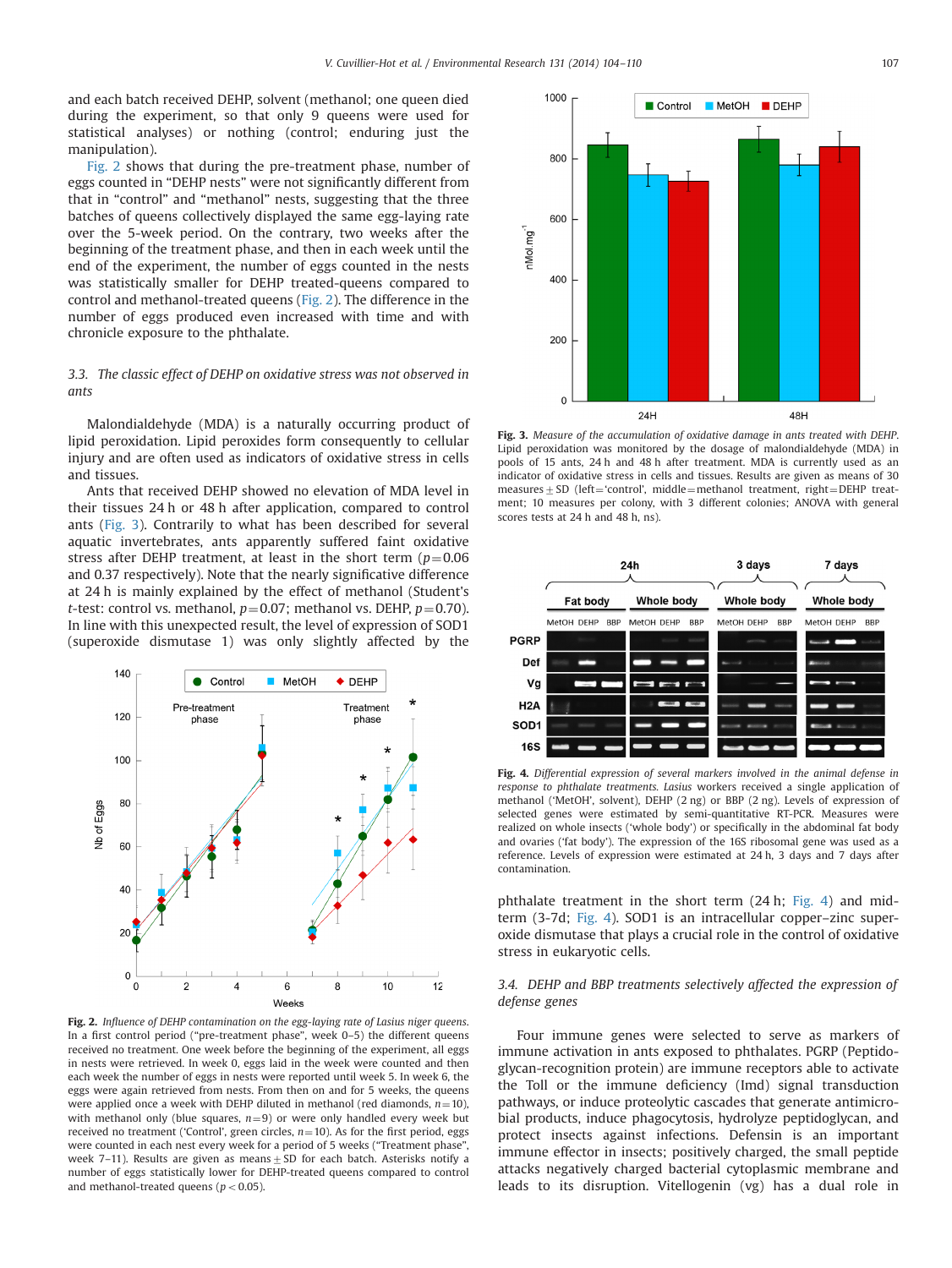and each batch received DEHP, solvent (methanol; one queen died during the experiment, so that only 9 queens were used for statistical analyses) or nothing (control; enduring just the manipulation).

Fig. 2 shows that during the pre-treatment phase, number of eggs counted in "DEHP nests" were not significantly different from that in "control" and "methanol" nests, suggesting that the three batches of queens collectively displayed the same egg-laying rate over the 5-week period. On the contrary, two weeks after the beginning of the treatment phase, and then in each week until the end of the experiment, the number of eggs counted in the nests was statistically smaller for DEHP treated-queens compared to control and methanol-treated queens (Fig. 2). The difference in the number of eggs produced even increased with time and with chronicle exposure to the phthalate.

### 3.3. The classic effect of DEHP on oxidative stress was not observed in ants

Malondialdehyde (MDA) is a naturally occurring product of lipid peroxidation. Lipid peroxides form consequently to cellular injury and are often used as indicators of oxidative stress in cells and tissues.

Ants that received DEHP showed no elevation of MDA level in their tissues 24 h or 48 h after application, compared to control ants (Fig. 3). Contrarily to what has been described for several aquatic invertebrates, ants apparently suffered faint oxidative stress after DEHP treatment, at least in the short term ($p=0.06$ and 0.37 respectively). Note that the nearly significative difference at 24 h is mainly explained by the effect of methanol (Student's $t$-test: control vs. methanol, $p=0.07$; methanol vs. DEHP, $p=0.70$). In line with this unexpected result, the level of expression of SOD1 (superoxide dismutase 1) was only slightly affected by the phthalate treatment in the short term (24 h; Fig. 4) and mid-term (3-7d; Fig. 4). SOD1 is an intracellular copper–zinc superoxide dismutase that plays a crucial role in the control of oxidative stress in eukaryotic cells.

**Fig. 2.** *Influence of DEHP contamination on the egg-laying rate of Lasius niger queens.* In a first control period ("pre-treatment phase", week 0–5) the different queens received no treatment. One week before the beginning of the experiment, all eggs in nests were retrieved. In week 0, eggs laid in the week were counted and then each week the number of eggs in nests were reported until week 5. In week 6, the eggs were again retrieved from nests. From then on and for 5 weeks, the queens were applied once a week with DEHP diluted in methanol (red diamonds, $n=10$), with methanol only (blue squares, $n=9$) or were only handled every week but received no treatment ('Control', green circles, $n=10$). As for the first period, eggs were counted in each nest every week for a period of 5 weeks ("Treatment phase", week 7–11). Results are given as means ± SD for each batch. Asterisks notify a number of eggs statistically lower for DEHP-treated queens compared to control and methanol-treated queens ($p<0.05$).

**Fig. 3.** *Measure of the accumulation of oxidative damage in ants treated with DEHP.* Lipid peroxidation was monitored by the dosage of malondialdehyde (MDA) in pools of 15 ants, 24 h and 48 h after treatment. MDA is currently used as an indicator of oxidative stress in cells and tissues. Results are given as means of 30 measures ± SD (left='control', middle=methanol treatment, right=DEHP treatment; 10 measures per colony, with 3 different colonies; ANOVA with general scores tests at 24 h and 48 h, ns).

**Fig. 4.** *Differential expression of several markers involved in the animal defense in response to phthalate treatments. Lasius* workers received a single application of methanol ('MetOH', solvent), DEHP (2 ng) or BBP (2 ng). Levels of expression of selected genes were estimated by semi-quantitative RT-PCR. Measures were realized on whole insects ('whole body') or specifically in the abdominal fat body and ovaries ('fat body'). The expression of the 16S ribosomal gene was used as a reference. Levels of expression were estimated at 24 h, 3 days and 7 days after contamination.

### 3.4. DEHP and BBP treatments selectively affected the expression of defense genes

Four immune genes were selected to serve as markers of immune activation in ants exposed to phthalates. PGRP (Peptidoglycan-recognition protein) are immune receptors able to activate the Toll or the immune deficiency (Imd) signal transduction pathways, or induce proteolytic cascades that generate antimicrobial products, induce phagocytosis, hydrolyze peptidoglycan, and protect insects against infections. Defensin is an important immune effector in insects; positively charged, the small peptide attacks negatively charged bacterial cytoplasmic membrane and leads to its disruption. Vitellogenin (vg) has a dual role in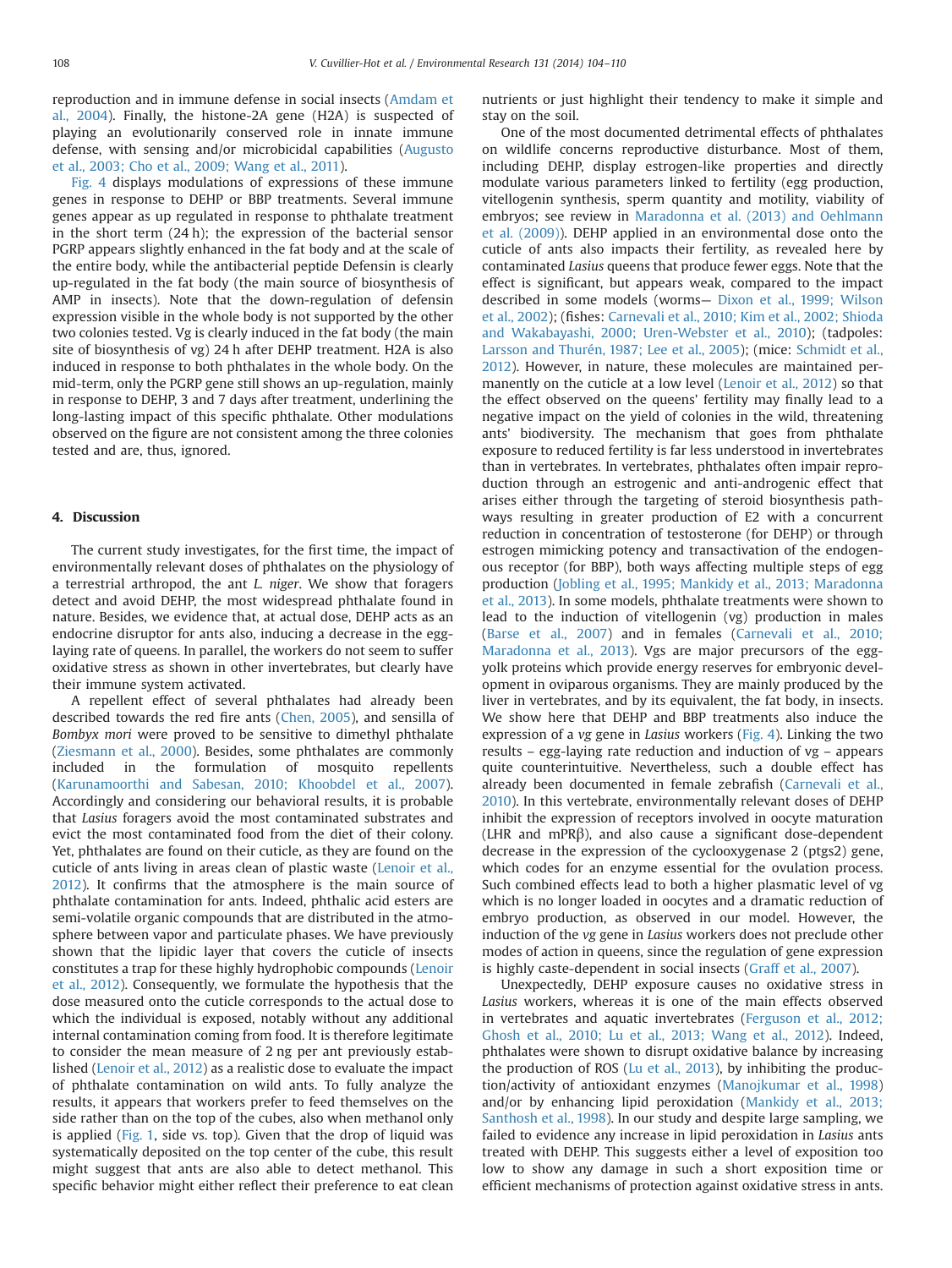reproduction and in immune defense in social insects (Amdam et al., 2004). Finally, the histone-2A gene (H2A) is suspected of playing an evolutionarily conserved role in innate immune defense, with sensing and/or microbicidal capabilities (Augusto et al., 2003; Cho et al., 2009; Wang et al., 2011).

Fig. 4 displays modulations of expressions of these immune genes in response to DEHP or BBP treatments. Several immune genes appear as up regulated in response to phthalate treatment in the short term (24 h); the expression of the bacterial sensor PGRP appears slightly enhanced in the fat body and at the scale of the entire body, while the antibacterial peptide Defensin is clearly up-regulated in the fat body (the main source of biosynthesis of AMP in insects). Note that the down-regulation of defensin expression visible in the whole body is not supported by the other two colonies tested. Vg is clearly induced in the fat body (the main site of biosynthesis of vg) 24 h after DEHP treatment. H2A is also induced in response to both phthalates in the whole body. On the mid-term, only the PGRP gene still shows an up-regulation, mainly in response to DEHP, 3 and 7 days after treatment, underlining the long-lasting impact of this specific phthalate. Other modulations observed on the figure are not consistent among the three colonies tested and are, thus, ignored.

## 4. Discussion

The current study investigates, for the first time, the impact of environmentally relevant doses of phthalates on the physiology of a terrestrial arthropod, the ant *L. niger*. We show that foragers detect and avoid DEHP, the most widespread phthalate found in nature. Besides, we evidence that, at actual dose, DEHP acts as an endocrine disruptor for ants also, inducing a decrease in the egg-laying rate of queens. In parallel, the workers do not seem to suffer oxidative stress as shown in other invertebrates, but clearly have their immune system activated.

A repellent effect of several phthalates had already been described towards the red fire ants (Chen, 2005), and sensilla of *Bombyx mori* were proved to be sensitive to dimethyl phthalate (Ziesmann et al., 2000). Besides, some phthalates are commonly included in the formulation of mosquito repellents (Karunamoorthi and Sabesan, 2010; Khoobdel et al., 2007). Accordingly and considering our behavioral results, it is probable that *Lasius* foragers avoid the most contaminated substrates and evict the most contaminated food from the diet of their colony. Yet, phthalates are found on their cuticle, as they are found on the cuticle of ants living in areas clean of plastic waste (Lenoir et al., 2012). It confirms that the atmosphere is the main source of phthalate contamination for ants. Indeed, phthalic acid esters are semi-volatile organic compounds that are distributed in the atmosphere between vapor and particulate phases. We have previously shown that the lipidic layer that covers the cuticle of insects constitutes a trap for these highly hydrophobic compounds (Lenoir et al., 2012). Consequently, we formulate the hypothesis that the dose measured onto the cuticle corresponds to the actual dose to which the individual is exposed, notably without any additional internal contamination coming from food. It is therefore legitimate to consider the mean measure of 2 ng per ant previously established (Lenoir et al., 2012) as a realistic dose to evaluate the impact of phthalate contamination on wild ants. To fully analyze the results, it appears that workers prefer to feed themselves on the side rather than on the top of the cubes, also when methanol only is applied (Fig. 1, side vs. top). Given that the drop of liquid was systematically deposited on the top center of the cube, this result might suggest that ants are also able to detect methanol. This specific behavior might either reflect their preference to eat clean nutrients or just highlight their tendency to make it simple and stay on the soil.

One of the most documented detrimental effects of phthalates on wildlife concerns reproductive disturbance. Most of them, including DEHP, display estrogen-like properties and directly modulate various parameters linked to fertility (egg production, vitellogenin synthesis, sperm quantity and motility, viability of embryos; see review in Maradonna et al. (2013) and Oehlmann et al. (2009)). DEHP applied in an environmental dose onto the cuticle of ants also impacts their fertility, as revealed here by contaminated *Lasius* queens that produce fewer eggs. Note that the effect is significant, but appears weak, compared to the impact described in some models (worms— Dixon et al., 1999; Wilson et al., 2002); (fishes: Carnevali et al., 2010; Kim et al., 2002; Shioda and Wakabayashi, 2000; Uren-Webster et al., 2010); (tadpoles: Larsson and Thurén, 1987; Lee et al., 2005); (mice: Schmidt et al., 2012). However, in nature, these molecules are maintained permanently on the cuticle at a low level (Lenoir et al., 2012) so that the effect observed on the queens' fertility may finally lead to a negative impact on the yield of colonies in the wild, threatening ants' biodiversity. The mechanism that goes from phthalate exposure to reduced fertility is far less understood in invertebrates than in vertebrates. In vertebrates, phthalates often impair reproduction through an estrogenic and anti-androgenic effect that arises either through the targeting of steroid biosynthesis pathways resulting in greater production of E2 with a concurrent reduction in concentration of testosterone (for DEHP) or through estrogen mimicking potency and transactivation of the endogenous receptor (for BBP), both ways affecting multiple steps of egg production (Jobling et al., 1995; Mankidy et al., 2013; Maradonna et al., 2013). In some models, phthalate treatments were shown to lead to the induction of vitellogenin (vg) production in males (Barse et al., 2007) and in females (Carnevali et al., 2010; Maradonna et al., 2013). Vgs are major precursors of the egg-yolk proteins which provide energy reserves for embryonic development in oviparous organisms. They are mainly produced by the liver in vertebrates, and by its equivalent, the fat body, in insects. We show here that DEHP and BBP treatments also induce the expression of a *vg* gene in *Lasius* workers (Fig. 4). Linking the two results – egg-laying rate reduction and induction of vg – appears quite counterintuitive. Nevertheless, such a double effect has already been documented in female zebrafish (Carnevali et al., 2010). In this vertebrate, environmentally relevant doses of DEHP inhibit the expression of receptors involved in oocyte maturation (LHR and mPRβ), and also cause a significant dose-dependent decrease in the expression of the cyclooxygenase 2 (ptgs2) gene, which codes for an enzyme essential for the ovulation process. Such combined effects lead to both a higher plasmatic level of vg which is no longer loaded in oocytes and a dramatic reduction of embryo production, as observed in our model. However, the induction of the *vg* gene in *Lasius* workers does not preclude other modes of action in queens, since the regulation of gene expression is highly caste-dependent in social insects (Graff et al., 2007).

Unexpectedly, DEHP exposure causes no oxidative stress in *Lasius* workers, whereas it is one of the main effects observed in vertebrates and aquatic invertebrates (Ferguson et al., 2012; Ghosh et al., 2010; Lu et al., 2013; Wang et al., 2012). Indeed, phthalates were shown to disrupt oxidative balance by increasing the production of ROS (Lu et al., 2013), by inhibiting the production/activity of antioxidant enzymes (Manojkumar et al., 1998) and/or by enhancing lipid peroxidation (Mankidy et al., 2013; Santhosh et al., 1998). In our study and despite large sampling, we failed to evidence any increase in lipid peroxidation in *Lasius* ants treated with DEHP. This suggests either a level of exposition too low to show any damage in such a short exposition time or efficient mechanisms of protection against oxidative stress in ants.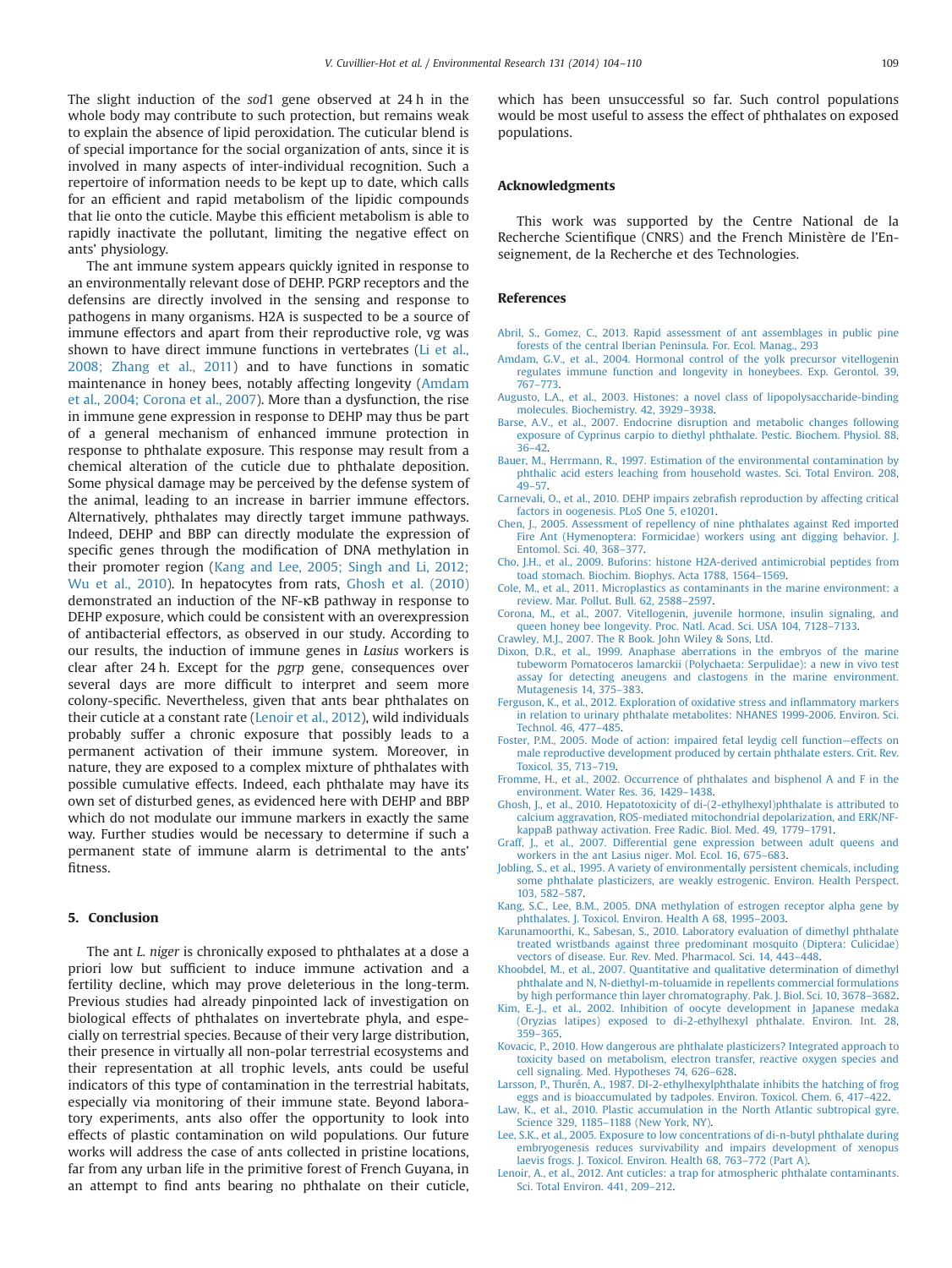The slight induction of the *sod*1 gene observed at 24 h in the whole body may contribute to such protection, but remains weak to explain the absence of lipid peroxidation. The cuticular blend is of special importance for the social organization of ants, since it is involved in many aspects of inter-individual recognition. Such a repertoire of information needs to be kept up to date, which calls for an efficient and rapid metabolism of the lipidic compounds that lie onto the cuticle. Maybe this efficient metabolism is able to rapidly inactivate the pollutant, limiting the negative effect on ants' physiology.

The ant immune system appears quickly ignited in response to an environmentally relevant dose of DEHP. PGRP receptors and the defensins are directly involved in the sensing and response to pathogens in many organisms. H2A is suspected to be a source of immune effectors and apart from their reproductive role, vg was shown to have direct immune functions in vertebrates (Li et al., 2008; Zhang et al., 2011) and to have functions in somatic maintenance in honey bees, notably affecting longevity (Amdam et al., 2004; Corona et al., 2007). More than a dysfunction, the rise in immune gene expression in response to DEHP may thus be part of a general mechanism of enhanced immune protection in response to phthalate exposure. This response may result from a chemical alteration of the cuticle due to phthalate deposition. Some physical damage may be perceived by the defense system of the animal, leading to an increase in barrier immune effectors. Alternatively, phthalates may directly target immune pathways. Indeed, DEHP and BBP can directly modulate the expression of specific genes through the modification of DNA methylation in their promoter region (Kang and Lee, 2005; Singh and Li, 2012; Wu et al., 2010). In hepatocytes from rats, Ghosh et al. (2010) demonstrated an induction of the NF-κB pathway in response to DEHP exposure, which could be consistent with an overexpression of antibacterial effectors, as observed in our study. According to our results, the induction of immune genes in *Lasius* workers is clear after 24 h. Except for the *pgrp* gene, consequences over several days are more difficult to interpret and seem more colony-specific. Nevertheless, given that ants bear phthalates on their cuticle at a constant rate (Lenoir et al., 2012), wild individuals probably suffer a chronic exposure that possibly leads to a permanent activation of their immune system. Moreover, in nature, they are exposed to a complex mixture of phthalates with possible cumulative effects. Indeed, each phthalate may have its own set of disturbed genes, as evidenced here with DEHP and BBP which do not modulate our immune markers in exactly the same way. Further studies would be necessary to determine if such a permanent state of immune alarm is detrimental to the ants' fitness.

## 5. Conclusion

The ant *L. niger* is chronically exposed to phthalates at a dose a priori low but sufficient to induce immune activation and a fertility decline, which may prove deleterious in the long-term. Previous studies had already pinpointed lack of investigation on biological effects of phthalates on invertebrate phyla, and especially on terrestrial species. Because of their very large distribution, their presence in virtually all non-polar terrestrial ecosystems and their representation at all trophic levels, ants could be useful indicators of this type of contamination in the terrestrial habitats, especially via monitoring of their immune state. Beyond laboratory experiments, ants also offer the opportunity to look into effects of plastic contamination on wild populations. Our future works will address the case of ants collected in pristine locations, far from any urban life in the primitive forest of French Guyana, in an attempt to find ants bearing no phthalate on their cuticle, which has been unsuccessful so far. Such control populations would be most useful to assess the effect of phthalates on exposed populations.

## Acknowledgments

This work was supported by the Centre National de la Recherche Scientifique (CNRS) and the French Ministère de l'Enseignement, de la Recherche et des Technologies.

## References

Abril, S., Gomez, C., 2013. Rapid assessment of ant assemblages in public pine forests of the central Iberian Peninsula. For. Ecol. Manag., 293

Amdam, G.V., et al., 2004. Hormonal control of the yolk precursor vitellogenin regulates immune function and longevity in honeybees. Exp. Gerontol. 39, 767–773.

Augusto, L.A., et al., 2003. Histones: a novel class of lipopolysaccharide-binding molecules. Biochemistry. 42, 3929–3938.

Barse, A.V., et al., 2007. Endocrine disruption and metabolic changes following exposure of Cyprinus carpio to diethyl phthalate. Pestic. Biochem. Physiol. 88, 36–42.

Bauer, M., Herrmann, R., 1997. Estimation of the environmental contamination by phthalic acid esters leaching from household wastes. Sci. Total Environ. 208, 49–57.

Carnevali, O., et al., 2010. DEHP impairs zebrafish reproduction by affecting critical factors in oogenesis. PLoS One 5, e10201.

Chen, J., 2005. Assessment of repellency of nine phthalates against Red imported Fire Ant (Hymenoptera: Formicidae) workers using ant digging behavior. J. Entomol. Sci. 40, 368–377.

Cho, J.H., et al., 2009. Buforins: histone H2A-derived antimicrobial peptides from toad stomach. Biochim. Biophys. Acta 1788, 1564–1569.

Cole, M., et al., 2011. Microplastics as contaminants in the marine environment: a review. Mar. Pollut. Bull. 62, 2588–2597.

Corona, M., et al., 2007. Vitellogenin, juvenile hormone, insulin signaling, and queen honey bee longevity. Proc. Natl. Acad. Sci. USA 104, 7128–7133.

Crawley, M.J., 2007. The R Book. John Wiley & Sons, Ltd.

Dixon, D.R., et al., 1999. Anaphase aberrations in the embryos of the marine tubeworm Pomatoceros lamarckii (Polychaeta: Serpulidae): a new in vivo test assay for detecting aneugens and clastogens in the marine environment. Mutagenesis 14, 375–383.

Ferguson, K., et al., 2012. Exploration of oxidative stress and inflammatory markers in relation to urinary phthalate metabolites: NHANES 1999-2006. Environ. Sci. Technol. 46, 477–485.

Foster, P.M., 2005. Mode of action: impaired fetal leydig cell function—effects on male reproductive development produced by certain phthalate esters. Crit. Rev. Toxicol. 35, 713–719.

Fromme, H., et al., 2002. Occurrence of phthalates and bisphenol A and F in the environment. Water Res. 36, 1429–1438.

Ghosh, J., et al., 2010. Hepatotoxicity of di-(2-ethylhexyl)phthalate is attributed to calcium aggravation, ROS-mediated mitochondrial depolarization, and ERK/NF-kappaB pathway activation. Free Radic. Biol. Med. 49, 1779–1791.

Graff, J., et al., 2007. Differential gene expression between adult queens and workers in the ant Lasius niger. Mol. Ecol. 16, 675–683.

Jobling, S., et al., 1995. A variety of environmentally persistent chemicals, including some phthalate plasticizers, are weakly estrogenic. Environ. Health Perspect. 103, 582–587.

Kang, S.C., Lee, B.M., 2005. DNA methylation of estrogen receptor alpha gene by phthalates. J. Toxicol. Environ. Health A 68, 1995–2003.

Karunamoorthi, K., Sabesan, S., 2010. Laboratory evaluation of dimethyl phthalate treated wristbands against three predominant mosquito (Diptera: Culicidae) vectors of disease. Eur. Rev. Med. Pharmacol. Sci. 14, 443–448.

Khoobdel, M., et al., 2007. Quantitative and qualitative determination of dimethyl phthalate and N, N-diethyl-m-toluamide in repellents commercial formulations by high performance thin layer chromatography. Pak. J. Biol. Sci. 10, 3678–3682.

Kim, E.-J., et al., 2002. Inhibition of oocyte development in Japanese medaka (Oryzias latipes) exposed to di-2-ethylhexyl phthalate. Environ. Int. 28, 359–365.

Kovacic, P., 2010. How dangerous are phthalate plasticizers? Integrated approach to toxicity based on metabolism, electron transfer, reactive oxygen species and cell signaling. Med. Hypotheses 74, 626–628.

Larsson, P., Thurén, A., 1987. DI-2-ethylhexylphthalate inhibits the hatching of frog eggs and is bioaccumulated by tadpoles. Environ. Toxicol. Chem. 6, 417–422.

Law, K., et al., 2010. Plastic accumulation in the North Atlantic subtropical gyre. Science 329, 1185–1188 (New York, NY).

Lee, S.K., et al., 2005. Exposure to low concentrations of di-n-butyl phthalate during embryogenesis reduces survivability and impairs development of xenopus laevis frogs. J. Toxicol. Environ. Health 68, 763–772 (Part A).

Lenoir, A., et al., 2012. Ant cuticles: a trap for atmospheric phthalate contaminants. Sci. Total Environ. 441, 209–212.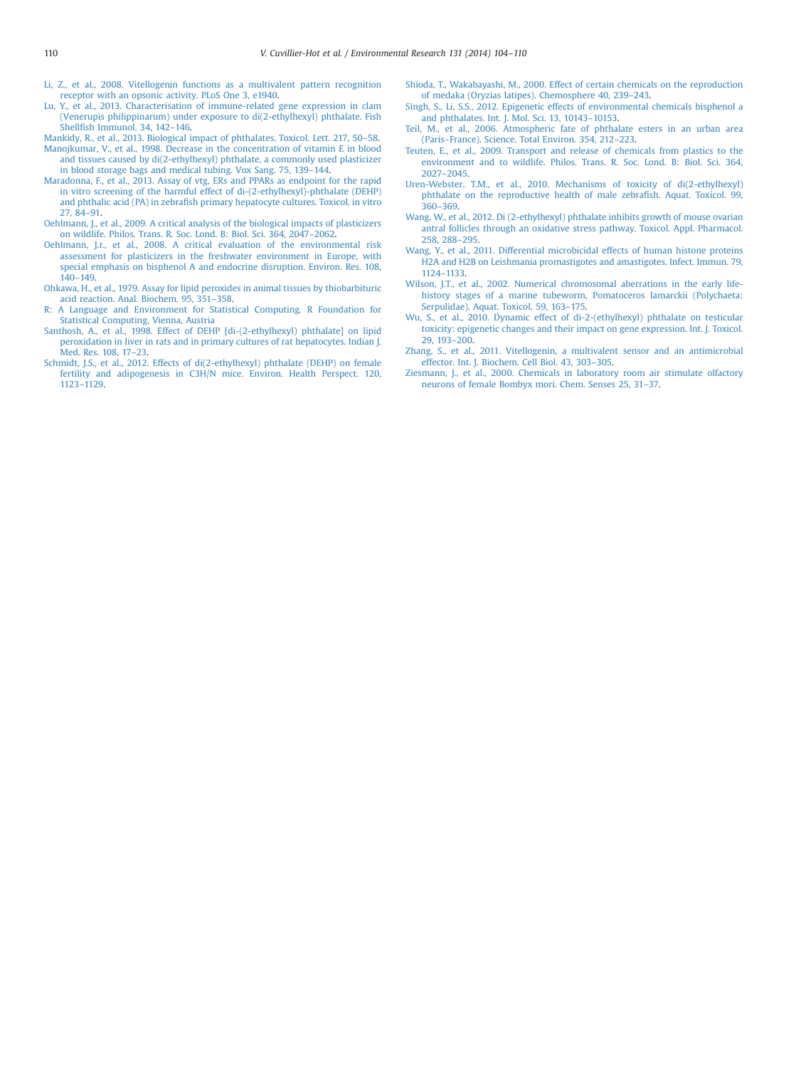Li, Z., et al., 2008. Vitellogenin functions as a multivalent pattern recognition receptor with an opsonic activity. PLoS One 3, e1940.

Lu, Y., et al., 2013. Characterisation of immune-related gene expression in clam (Venerupis philippinarum) under exposure to di(2-ethylhexyl) phthalate. Fish Shellfish Immunol. 34, 142–146.

Mankidy, R., et al., 2013. Biological impact of phthalates. Toxicol. Lett. 217, 50–58.

Manojkumar, V., et al., 1998. Decrease in the concentration of vitamin E in blood and tissues caused by di(2-ethylhexyl) phthalate, a commonly used plasticizer in blood storage bags and medical tubing. Vox Sang. 75, 139–144.

Maradonna, F., et al., 2013. Assay of vtg, ERs and PPARs as endpoint for the rapid in vitro screening of the harmful effect of di-(2-ethylhexyl)-phthalate (DEHP) and phthalic acid (PA) in zebrafish primary hepatocyte cultures. Toxicol. in vitro 27, 84–91.

Oehlmann, J., et al., 2009. A critical analysis of the biological impacts of plasticizers on wildlife. Philos. Trans. R. Soc. Lond. B: Biol. Sci. 364, 2047–2062.

Oehlmann, J.r., et al., 2008. A critical evaluation of the environmental risk assessment for plasticizers in the freshwater environment in Europe, with special emphasis on bisphenol A and endocrine disruption. Environ. Res. 108, 140–149.

Ohkawa, H., et al., 1979. Assay for lipid peroxides in animal tissues by thiobarbituric acid reaction. Anal. Biochem. 95, 351–358.

R: A Language and Environment for Statistical Computing. R Foundation for Statistical Computing, Vienna, Austria

Santhosh, A., et al., 1998. Effect of DEHP [di-(2-ethylhexyl) phthalate] on lipid peroxidation in liver in rats and in primary cultures of rat hepatocytes. Indian J. Med. Res. 108, 17–23.

Schmidt, J.S., et al., 2012. Effects of di(2-ethylhexyl) phthalate (DEHP) on female fertility and adipogenesis in C3H/N mice. Environ. Health Perspect. 120, 1123–1129.

Shioda, T., Wakabayashi, M., 2000. Effect of certain chemicals on the reproduction of medaka (Oryzias latipes). Chemosphere 40, 239–243.

Singh, S., Li, S.S., 2012. Epigenetic effects of environmental chemicals bisphenol a and phthalates. Int. J. Mol. Sci. 13, 10143–10153.

Teil, M., et al., 2006. Atmospheric fate of phthalate esters in an urban area (Paris–France). Science. Total Environ. 354, 212–223.

Teuten, E., et al., 2009. Transport and release of chemicals from plastics to the environment and to wildlife. Philos. Trans. R. Soc. Lond. B: Biol. Sci. 364, 2027–2045.

Uren-Webster, T.M., et al., 2010. Mechanisms of toxicity of di(2-ethylhexyl) phthalate on the reproductive health of male zebrafish. Aquat. Toxicol. 99, 360–369.

Wang, W., et al., 2012. Di (2-ethylhexyl) phthalate inhibits growth of mouse ovarian antral follicles through an oxidative stress pathway. Toxicol. Appl. Pharmacol. 258, 288–295.

Wang, Y., et al., 2011. Differential microbicidal effects of human histone proteins H2A and H2B on Leishmania promastigotes and amastigotes. Infect. Immun. 79, 1124–1133.

Wilson, J.T., et al., 2002. Numerical chromosomal aberrations in the early life-history stages of a marine tubeworm, Pomatoceros lamarckii (Polychaeta: Serpulidae). Aquat. Toxicol. 59, 163–175.

Wu, S., et al., 2010. Dynamic effect of di-2-(ethylhexyl) phthalate on testicular toxicity: epigenetic changes and their impact on gene expression. Int. J. Toxicol. 29, 193–200.

Zhang, S., et al., 2011. Vitellogenin, a multivalent sensor and an antimicrobial effector. Int. J. Biochem. Cell Biol. 43, 303–305.

Ziesmann, J., et al., 2000. Chemicals in laboratory room air stimulate olfactory neurons of female Bombyx mori. Chem. Senses 25, 31–37.